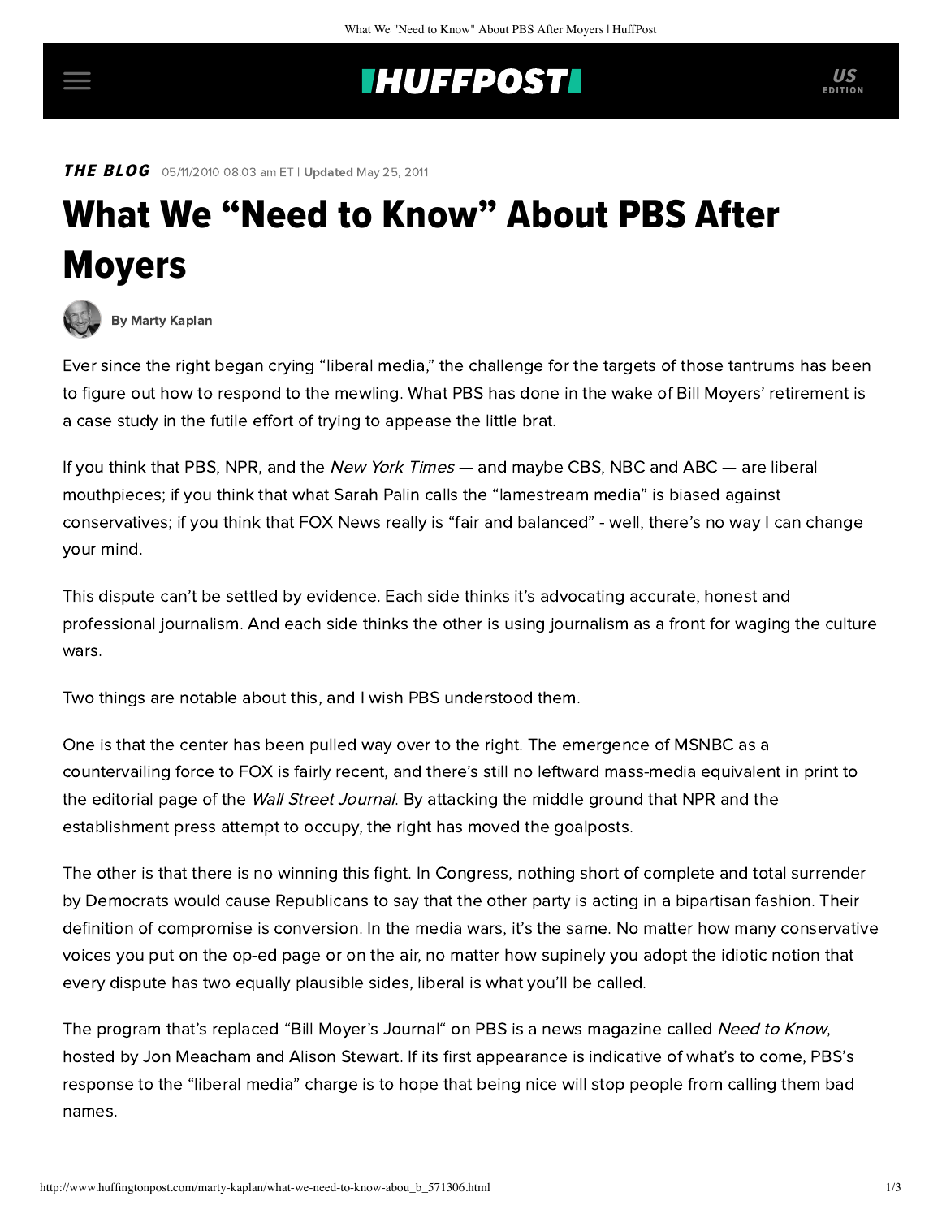**THE BLOG** 05/11/2010 08:03 am ET | **Updated** May 25, 2011

# What We "Need to Know" About PBS After Moyers

**By Marty Kaplan**

Ever since the right began crying "liberal media," the challenge for the targets of those tantrums has been to figure out how to respond to the mewling. What PBS has done in the wake of Bill Moyers' retirement is a case study in the futile effort of trying to appease the little brat.

If you think that PBS, NPR, and the *New York Times* — and maybe CBS, NBC and ABC — are liberal mouthpieces; if you think that what Sarah Palin calls the "lamestream media" is biased against conservatives; if you think that FOX News really is "fair and balanced" - well, there's no way I can change your mind.

This dispute can't be settled by evidence. Each side thinks it's advocating accurate, honest and professional journalism. And each side thinks the other is using journalism as a front for waging the culture wars.

Two things are notable about this, and I wish PBS understood them.

One is that the center has been pulled way over to the right. The emergence of MSNBC as a countervailing force to FOX is fairly recent, and there's still no leftward mass-media equivalent in print to the editorial page of the *Wall Street Journal*. By attacking the middle ground that NPR and the establishment press attempt to occupy, the right has moved the goalposts.

The other is that there is no winning this fight. In Congress, nothing short of complete and total surrender by Democrats would cause Republicans to say that the other party is acting in a bipartisan fashion. Their definition of compromise is conversion. In the media wars, it's the same. No matter how many conservative voices you put on the op-ed page or on the air, no matter how supinely you adopt the idiotic notion that every dispute has two equally plausible sides, liberal is what you'll be called.

The program that's replaced "Bill Moyer's Journal" on PBS is a news magazine called *Need to Know*, hosted by Jon Meacham and Alison Stewart. If its first appearance is indicative of what's to come, PBS's response to the "liberal media" charge is to hope that being nice will stop people from calling them bad names.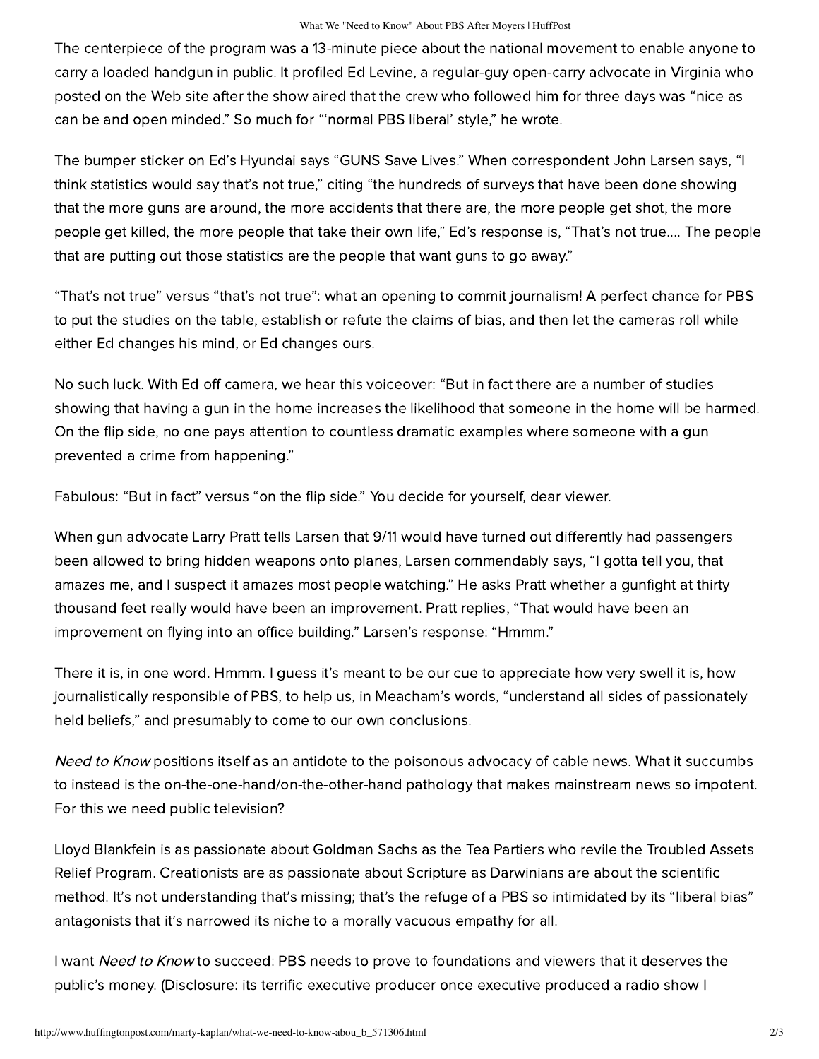The centerpiece of the program was a 13-minute piece about the national movement to enable anyone to carry a loaded handgun in public. It profiled Ed Levine, a regular-guy open-carry advocate in Virginia who posted on the Web site after the show aired that the crew who followed him for three days was "nice as can be and open minded." So much for "'normal PBS liberal' style," he wrote.

The bumper sticker on Ed's Hyundai says "GUNS Save Lives." When correspondent John Larsen says, "I think statistics would say that's not true," citing "the hundreds of surveys that have been done showing that the more guns are around, the more accidents that there are, the more people get shot, the more people get killed, the more people that take their own life," Ed's response is, "That's not true.... The people that are putting out those statistics are the people that want guns to go away."

"That's not true" versus "that's not true": what an opening to commit journalism! A perfect chance for PBS to put the studies on the table, establish or refute the claims of bias, and then let the cameras roll while either Ed changes his mind, or Ed changes ours.

No such luck. With Ed off camera, we hear this voiceover: "But in fact there are a number of studies showing that having a gun in the home increases the likelihood that someone in the home will be harmed. On the flip side, no one pays attention to countless dramatic examples where someone with a gun prevented a crime from happening."

Fabulous: "But in fact" versus "on the flip side." You decide for yourself, dear viewer.

When gun advocate Larry Pratt tells Larsen that 9/11 would have turned out differently had passengers been allowed to bring hidden weapons onto planes, Larsen commendably says, "I gotta tell you, that amazes me, and I suspect it amazes most people watching." He asks Pratt whether a gunfight at thirty thousand feet really would have been an improvement. Pratt replies, "That would have been an improvement on flying into an office building." Larsen's response: "Hmmm."

There it is, in one word. Hmmm. I guess it's meant to be our cue to appreciate how very swell it is, how journalistically responsible of PBS, to help us, in Meacham's words, "understand all sides of passionately held beliefs," and presumably to come to our own conclusions.

*Need to Know* positions itself as an antidote to the poisonous advocacy of cable news. What it succumbs to instead is the on-the-one-hand/on-the-other-hand pathology that makes mainstream news so impotent. For this we need public television?

Lloyd Blankfein is as passionate about Goldman Sachs as the Tea Partiers who revile the Troubled Assets Relief Program. Creationists are as passionate about Scripture as Darwinians are about the scientific method. It's not understanding that's missing; that's the refuge of a PBS so intimidated by its "liberal bias" antagonists that it's narrowed its niche to a morally vacuous empathy for all.

I want *Need to Know* to succeed: PBS needs to prove to foundations and viewers that it deserves the public's money. (Disclosure: its terrific executive producer once executive produced a radio show I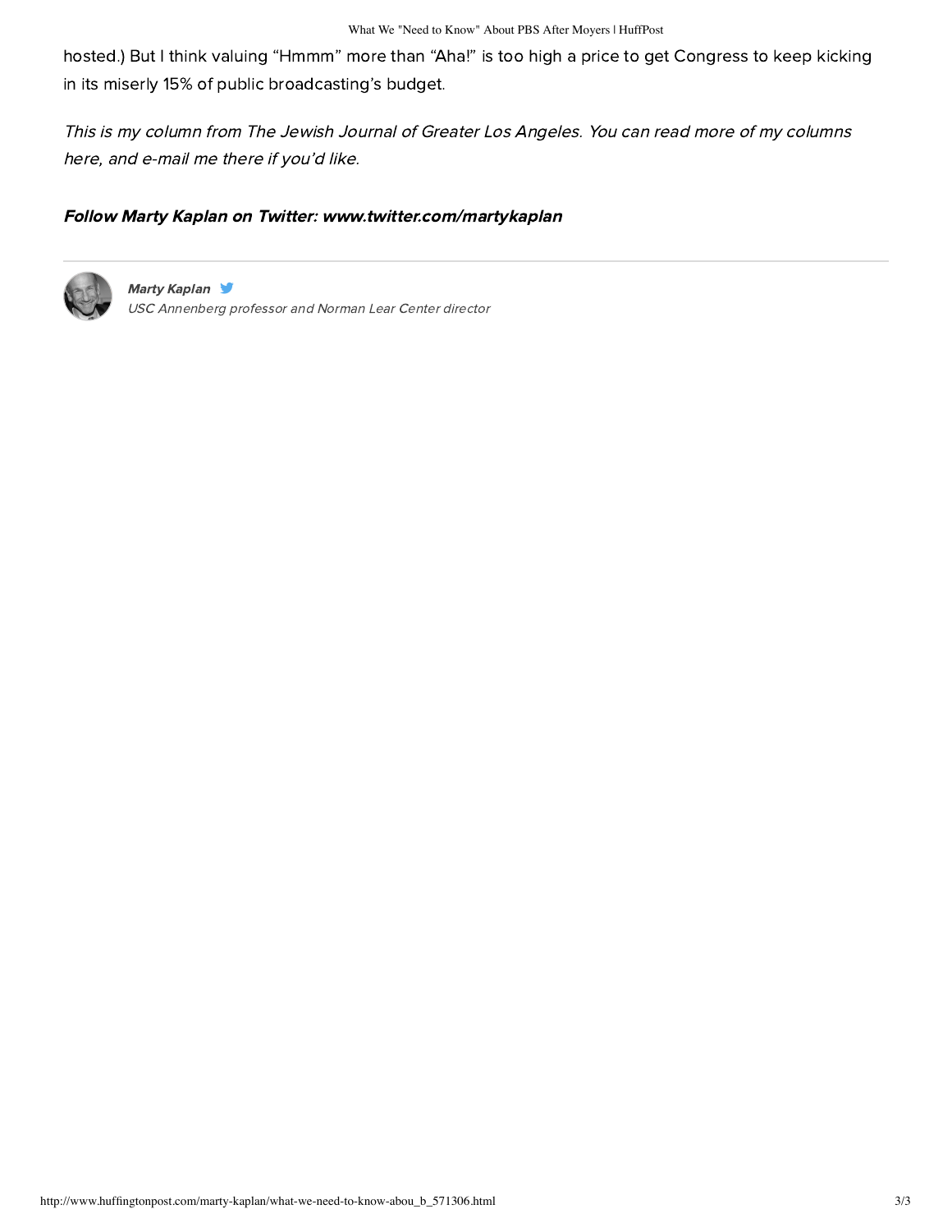hosted.) But I think valuing “Hmmm” more than “Aha!” is too high a price to get Congress to keep kicking in its miserly 15% of public broadcasting’s budget.

*This is my column from The Jewish Journal of Greater Los Angeles. You can read more of my columns here, and e-mail me there if you’d like.*

***Follow Marty Kaplan on Twitter: www.twitter.com/martykaplan***

---

***Marty Kaplan***

*USC Annenberg professor and Norman Lear Center director*